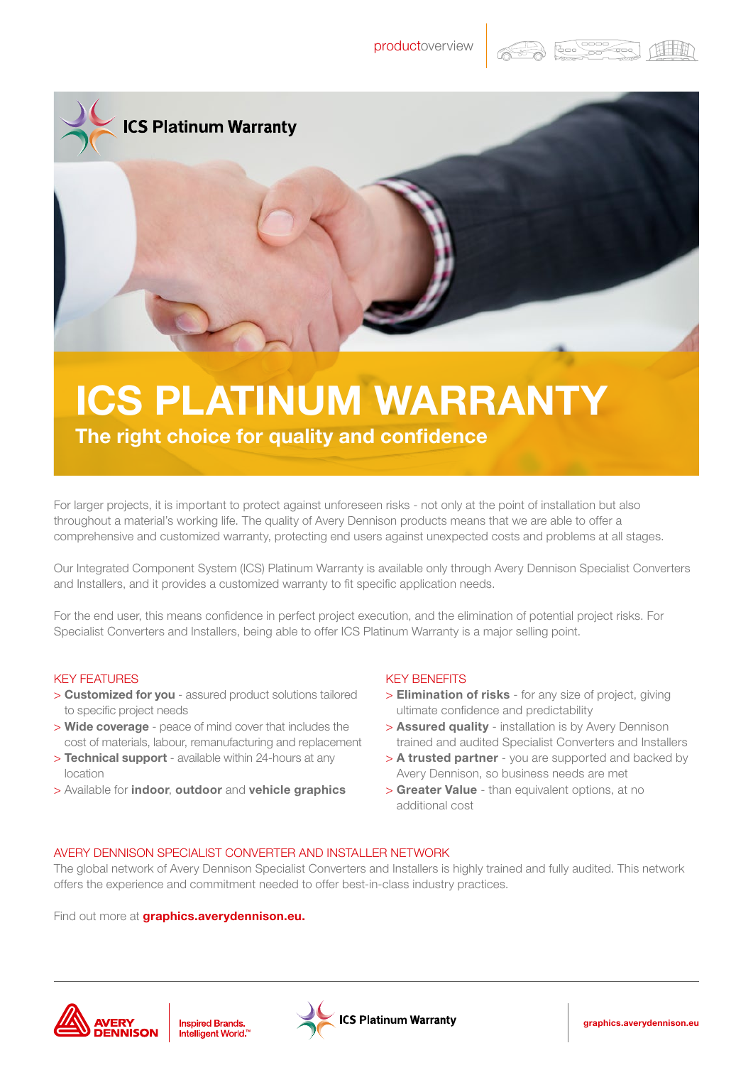# ICS PLATINUM WARRANTY

## The right choice for quality and confidence

For larger projects, it is important to protect against unforeseen risks - not only at the point of installation but also throughout a material's working life. The quality of Avery Dennison products means that we are able to offer a comprehensive and customized warranty, protecting end users against unexpected costs and problems at all stages.

Our Integrated Component System (ICS) Platinum Warranty is available only through Avery Dennison Specialist Converters and Installers, and it provides a customized warranty to fit specific application needs.

For the end user, this means confidence in perfect project execution, and the elimination of potential project risks. For Specialist Converters and Installers, being able to offer ICS Platinum Warranty is a major selling point.

### KEY FEATURES

> **Customized for you** - assured product solutions tailored to specific project needs

> **Wide coverage** - peace of mind cover that includes the cost of materials, labour, remanufacturing and replacement

> **Technical support** - available within 24-hours at any location

> Available for **indoor**, **outdoor** and **vehicle graphics**

### KEY BENEFITS

> **Elimination of risks** - for any size of project, giving ultimate confidence and predictability

> **Assured quality** - installation is by Avery Dennison trained and audited Specialist Converters and Installers

> **A trusted partner** - you are supported and backed by Avery Dennison, so business needs are met

> **Greater Value** - than equivalent options, at no additional cost

### AVERY DENNISON SPECIALIST CONVERTER AND INSTALLER NETWORK

The global network of Avery Dennison Specialist Converters and Installers is highly trained and fully audited. This network offers the experience and commitment needed to offer best-in-class industry practices.

Find out more at **graphics.averydennison.eu.**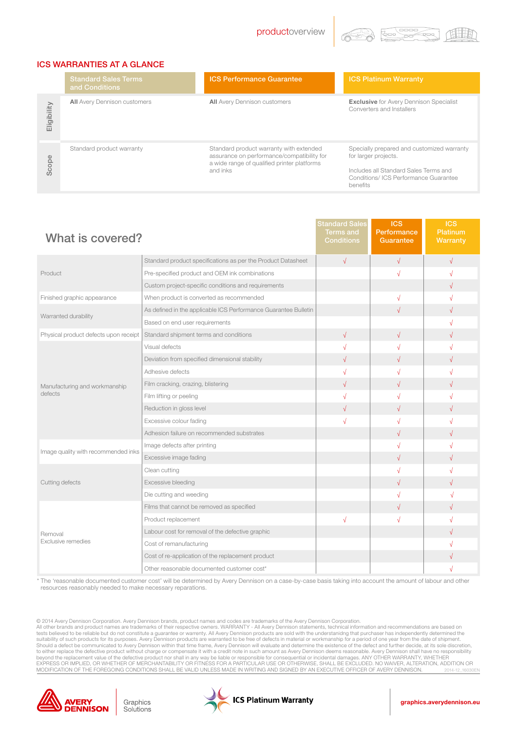## ICS WARRANTIES AT A GLANCE

| | Standard Sales Terms and Conditions | ICS Performance Guarantee | ICS Platinum Warranty |
|---|---|---|---|
| Eligibility | **All** Avery Dennison customers | **All** Avery Dennison customers | **Exclusive** for Avery Dennison Specialist Converters and Installers |
| Scope | Standard product warranty | Standard product warranty with extended assurance on performance/compatibility for a wide range of qualified printer platforms and inks | Specially prepared and customized warranty for larger projects.<br><br>Includes all Standard Sales Terms and Conditions/ ICS Performance Guarantee benefits |

## What is covered?

| | | Standard Sales Terms and Conditions | ICS Performance Guarantee | ICS Platinum Warranty |
|---|---|---|---|---|
| Product | Standard product specifications as per the Product Datasheet | √ | √ | √ |
| | Pre-specified product and OEM ink combinations | | √ | √ |
| | Custom project-specific conditions and requirements | | | √ |
| Finished graphic appearance | When product is converted as recommended | | √ | √ |
| Warranted durability | As defined in the applicable ICS Performance Guarantee Bulletin | | √ | √ |
| | Based on end user requirements | | | √ |
| Physical product defects upon receipt | Standard shipment terms and conditions | √ | √ | √ |
| Manufacturing and workmanship defects | Visual defects | √ | √ | √ |
| | Deviation from specified dimensional stability | √ | √ | √ |
| | Adhesive defects | √ | √ | √ |
| | Film cracking, crazing, blistering | √ | √ | √ |
| | Film lifting or peeling | √ | √ | √ |
| | Reduction in gloss level | √ | √ | √ |
| | Excessive colour fading | √ | √ | √ |
| | Adhesion failure on recommended substrates | | √ | √ |
| Image quality with recommended inks | Image defects after printing | | √ | √ |
| | Excessive image fading | | √ | √ |
| Cutting defects | Clean cutting | | √ | √ |
| | Excessive bleeding | | √ | √ |
| | Die cutting and weeding | | √ | √ |
| Removal<br>Exclusive remedies | Films that cannot be removed as specified | | √ | √ |
| | Product replacement | √ | √ | √ |
| | Labour cost for removal of the defective graphic | | | √ |
| | Cost of remanufacturing | | | √ |
| | Cost of re-application of the replacement product | | | √ |
| | Other reasonable documented customer cost* | | | √ |

* The 'reasonable documented customer cost' will be determined by Avery Dennison on a case-by-case basis taking into account the amount of labour and other resources reasonably needed to make necessary reparations.

© 2014 Avery Dennison Corporation. Avery Dennison brands, product names and codes are trademarks of the Avery Dennison Corporation.
All other brands and product names are trademarks of their respective owners. WARRANTY - All Avery Dennison statements, technical information and recommendations are based on tests believed to be reliable but do not constitute a guarantee or warrenty. All Avery Dennison products are sold with the understanindg that purchaser has independently determined the suitability of such products for its purposes. Avery Dennison products are warranted to be free of defects in material or workmanship for a period of one year from the date of shipment. Should a defect be communicated to Avery Dennison within that time frame, Avery Dennison will evaluate and determine the existence of the defect and further decide, at its sole discretion, to either replace the defective product without charge or compensate it with a credit note in such amount as Avery Dennison deems reasonable. Avery Dennison shall have no responsibility beyond the replacement value of the defective product nor shall in any way be liable or responsible for consequential or incidental damages. ANY OTHER WARRANTY, WHETHER EXPRESS OR IMPLIED, OR WHETHER OF MERCHANTABILITY OR FITNESS FOR A PARTICULAR USE OR OTHERWISE, SHALL BE EXCLUDED. NO WAIVER, ALTERATION, ADDITION OR MODIFICATION OF THE FOREGOING CONDITIONS SHALL BE VALID UNLESS MADE IN WRITING AND SIGNED BY AN EXECUTIVE OFFICER OF AVERY DENNISON. 2014-12_16030EN

AVERY DENNISON Graphics Solutions

ICS Platinum Warranty

graphics.averydennison.eu